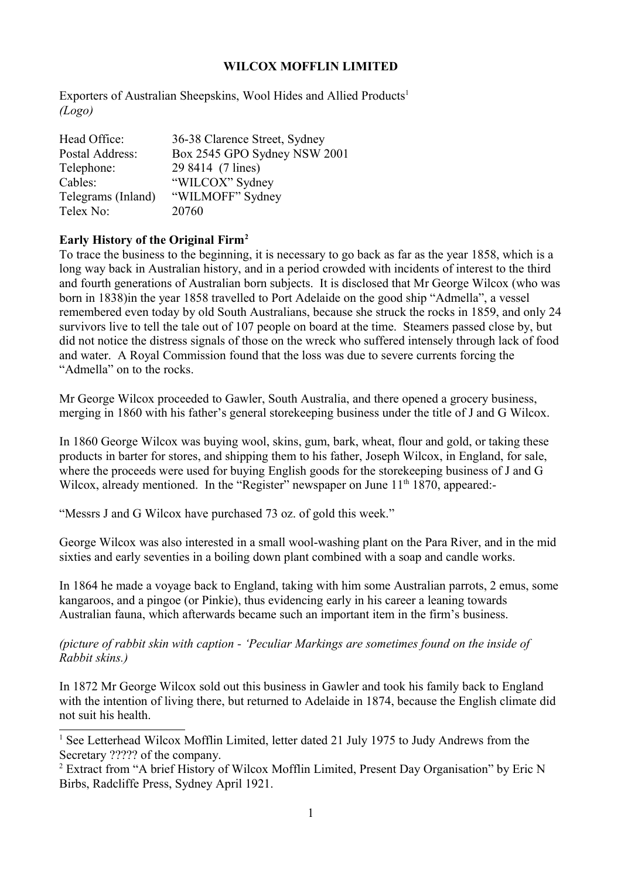# WILCOX MOFFLIN LIMITED

Exporters of Australian Sheepskins, Wool Hides and Allied Products[1]
*(Logo)*

| | |
|---|---|
| Head Office: | 36-38 Clarence Street, Sydney |
| Postal Address: | Box 2545 GPO Sydney NSW 2001 |
| Telephone: | 29 8414 (7 lines) |
| Cables: | "WILCOX" Sydney |
| Telegrams (Inland) | "WILMOFF" Sydney |
| Telex No: | 20760 |

**Early History of the Original Firm[2]**

To trace the business to the beginning, it is necessary to go back as far as the year 1858, which is a long way back in Australian history, and in a period crowded with incidents of interest to the third and fourth generations of Australian born subjects. It is disclosed that Mr George Wilcox (who was born in 1838)in the year 1858 travelled to Port Adelaide on the good ship "Admella", a vessel remembered even today by old South Australians, because she struck the rocks in 1859, and only 24 survivors live to tell the tale out of 107 people on board at the time. Steamers passed close by, but did not notice the distress signals of those on the wreck who suffered intensely through lack of food and water. A Royal Commission found that the loss was due to severe currents forcing the "Admella" on to the rocks.

Mr George Wilcox proceeded to Gawler, South Australia, and there opened a grocery business, merging in 1860 with his father's general storekeeping business under the title of J and G Wilcox.

In 1860 George Wilcox was buying wool, skins, gum, bark, wheat, flour and gold, or taking these products in barter for stores, and shipping them to his father, Joseph Wilcox, in England, for sale, where the proceeds were used for buying English goods for the storekeeping business of J and G Wilcox, already mentioned. In the "Register" newspaper on June 11th 1870, appeared:-

"Messrs J and G Wilcox have purchased 73 oz. of gold this week."

George Wilcox was also interested in a small wool-washing plant on the Para River, and in the mid sixties and early seventies in a boiling down plant combined with a soap and candle works.

In 1864 he made a voyage back to England, taking with him some Australian parrots, 2 emus, some kangaroos, and a pingoe (or Pinkie), thus evidencing early in his career a leaning towards Australian fauna, which afterwards became such an important item in the firm's business.

*(picture of rabbit skin with caption - 'Peculiar Markings are sometimes found on the inside of Rabbit skins.)*

In 1872 Mr George Wilcox sold out this business in Gawler and took his family back to England with the intention of living there, but returned to Adelaide in 1874, because the English climate did not suit his health.

---

[1] See Letterhead Wilcox Mofflin Limited, letter dated 21 July 1975 to Judy Andrews from the Secretary ????? of the company.

[2] Extract from "A brief History of Wilcox Mofflin Limited, Present Day Organisation" by Eric N Birbs, Radcliffe Press, Sydney April 1921.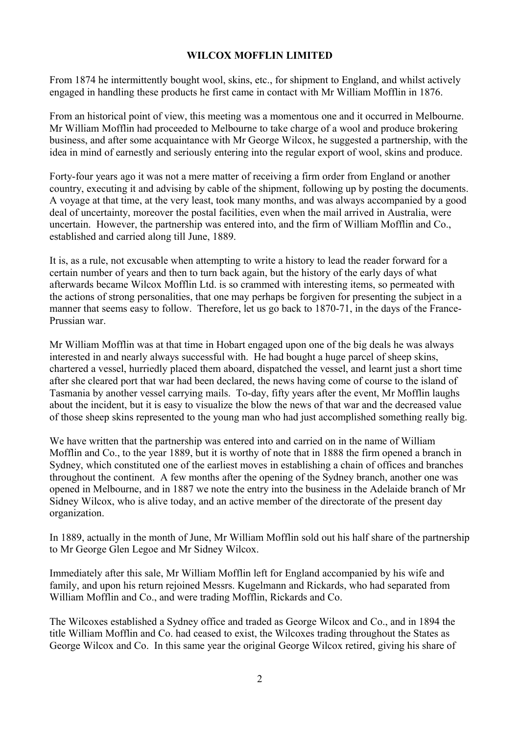**WILCOX MOFFLIN LIMITED**

From 1874 he intermittently bought wool, skins, etc., for shipment to England, and whilst actively engaged in handling these products he first came in contact with Mr William Mofflin in 1876.

From an historical point of view, this meeting was a momentous one and it occurred in Melbourne. Mr William Mofflin had proceeded to Melbourne to take charge of a wool and produce brokering business, and after some acquaintance with Mr George Wilcox, he suggested a partnership, with the idea in mind of earnestly and seriously entering into the regular export of wool, skins and produce.

Forty-four years ago it was not a mere matter of receiving a firm order from England or another country, executing it and advising by cable of the shipment, following up by posting the documents. A voyage at that time, at the very least, took many months, and was always accompanied by a good deal of uncertainty, moreover the postal facilities, even when the mail arrived in Australia, were uncertain. However, the partnership was entered into, and the firm of William Mofflin and Co., established and carried along till June, 1889.

It is, as a rule, not excusable when attempting to write a history to lead the reader forward for a certain number of years and then to turn back again, but the history of the early days of what afterwards became Wilcox Mofflin Ltd. is so crammed with interesting items, so permeated with the actions of strong personalities, that one may perhaps be forgiven for presenting the subject in a manner that seems easy to follow. Therefore, let us go back to 1870-71, in the days of the France-Prussian war.

Mr William Mofflin was at that time in Hobart engaged upon one of the big deals he was always interested in and nearly always successful with. He had bought a huge parcel of sheep skins, chartered a vessel, hurriedly placed them aboard, dispatched the vessel, and learnt just a short time after she cleared port that war had been declared, the news having come of course to the island of Tasmania by another vessel carrying mails. To-day, fifty years after the event, Mr Mofflin laughs about the incident, but it is easy to visualize the blow the news of that war and the decreased value of those sheep skins represented to the young man who had just accomplished something really big.

We have written that the partnership was entered into and carried on in the name of William Mofflin and Co., to the year 1889, but it is worthy of note that in 1888 the firm opened a branch in Sydney, which constituted one of the earliest moves in establishing a chain of offices and branches throughout the continent. A few months after the opening of the Sydney branch, another one was opened in Melbourne, and in 1887 we note the entry into the business in the Adelaide branch of Mr Sidney Wilcox, who is alive today, and an active member of the directorate of the present day organization.

In 1889, actually in the month of June, Mr William Mofflin sold out his half share of the partnership to Mr George Glen Legoe and Mr Sidney Wilcox.

Immediately after this sale, Mr William Mofflin left for England accompanied by his wife and family, and upon his return rejoined Messrs. Kugelmann and Rickards, who had separated from William Mofflin and Co., and were trading Mofflin, Rickards and Co.

The Wilcoxes established a Sydney office and traded as George Wilcox and Co., and in 1894 the title William Mofflin and Co. had ceased to exist, the Wilcoxes trading throughout the States as George Wilcox and Co. In this same year the original George Wilcox retired, giving his share of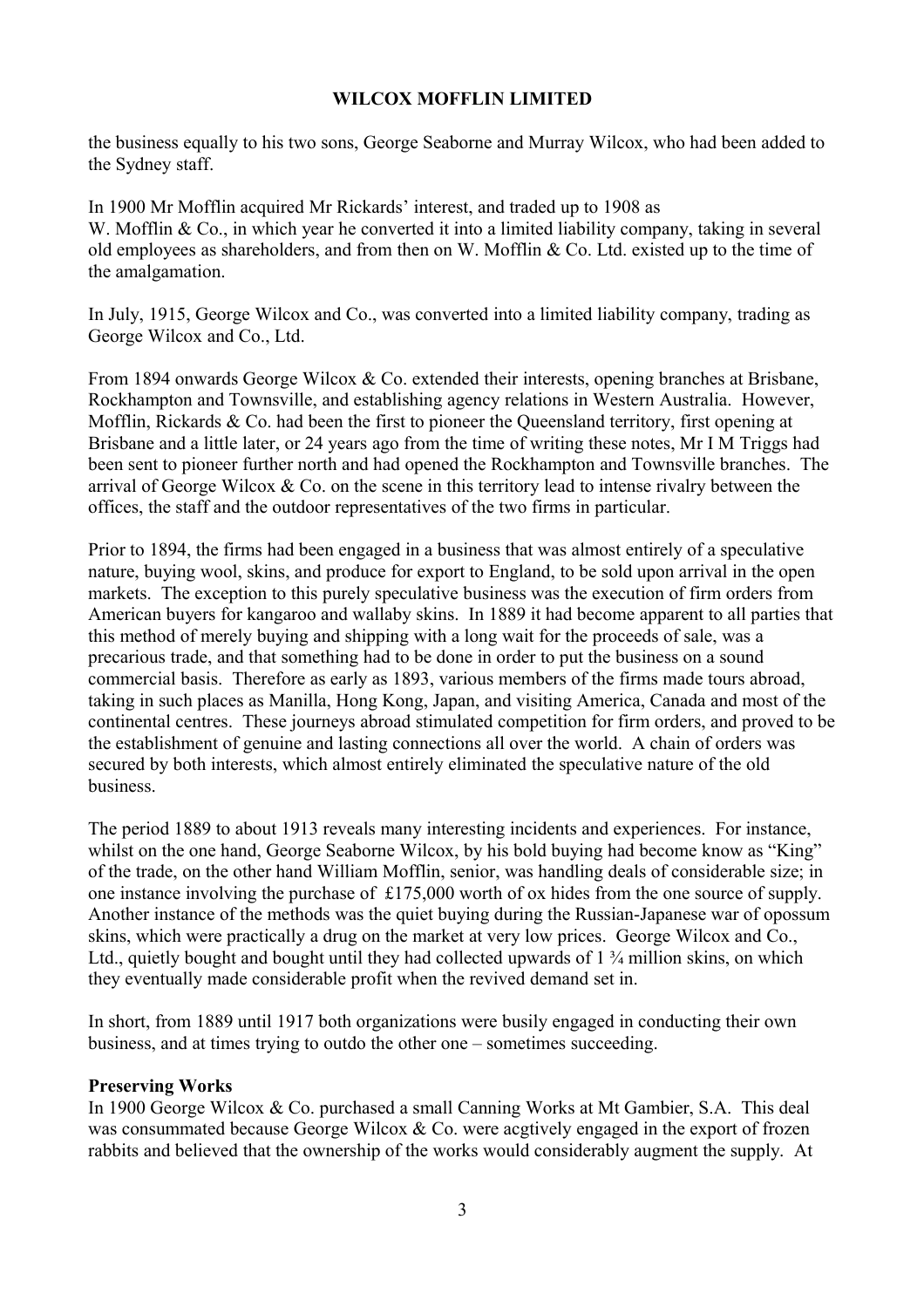the business equally to his two sons, George Seaborne and Murray Wilcox, who had been added to the Sydney staff.

In 1900 Mr Mofflin acquired Mr Rickards' interest, and traded up to 1908 as W. Mofflin & Co., in which year he converted it into a limited liability company, taking in several old employees as shareholders, and from then on W. Mofflin & Co. Ltd. existed up to the time of the amalgamation.

In July, 1915, George Wilcox and Co., was converted into a limited liability company, trading as George Wilcox and Co., Ltd.

From 1894 onwards George Wilcox & Co. extended their interests, opening branches at Brisbane, Rockhampton and Townsville, and establishing agency relations in Western Australia. However, Mofflin, Rickards & Co. had been the first to pioneer the Queensland territory, first opening at Brisbane and a little later, or 24 years ago from the time of writing these notes, Mr I M Triggs had been sent to pioneer further north and had opened the Rockhampton and Townsville branches. The arrival of George Wilcox & Co. on the scene in this territory lead to intense rivalry between the offices, the staff and the outdoor representatives of the two firms in particular.

Prior to 1894, the firms had been engaged in a business that was almost entirely of a speculative nature, buying wool, skins, and produce for export to England, to be sold upon arrival in the open markets. The exception to this purely speculative business was the execution of firm orders from American buyers for kangaroo and wallaby skins. In 1889 it had become apparent to all parties that this method of merely buying and shipping with a long wait for the proceeds of sale, was a precarious trade, and that something had to be done in order to put the business on a sound commercial basis. Therefore as early as 1893, various members of the firms made tours abroad, taking in such places as Manilla, Hong Kong, Japan, and visiting America, Canada and most of the continental centres. These journeys abroad stimulated competition for firm orders, and proved to be the establishment of genuine and lasting connections all over the world. A chain of orders was secured by both interests, which almost entirely eliminated the speculative nature of the old business.

The period 1889 to about 1913 reveals many interesting incidents and experiences. For instance, whilst on the one hand, George Seaborne Wilcox, by his bold buying had become know as "King" of the trade, on the other hand William Mofflin, senior, was handling deals of considerable size; in one instance involving the purchase of £175,000 worth of ox hides from the one source of supply. Another instance of the methods was the quiet buying during the Russian-Japanese war of opossum skins, which were practically a drug on the market at very low prices. George Wilcox and Co., Ltd., quietly bought and bought until they had collected upwards of 1 ¾ million skins, on which they eventually made considerable profit when the revived demand set in.

In short, from 1889 until 1917 both organizations were busily engaged in conducting their own business, and at times trying to outdo the other one – sometimes succeeding.

**Preserving Works**

In 1900 George Wilcox & Co. purchased a small Canning Works at Mt Gambier, S.A. This deal was consummated because George Wilcox & Co. were acgtively engaged in the export of frozen rabbits and believed that the ownership of the works would considerably augment the supply. At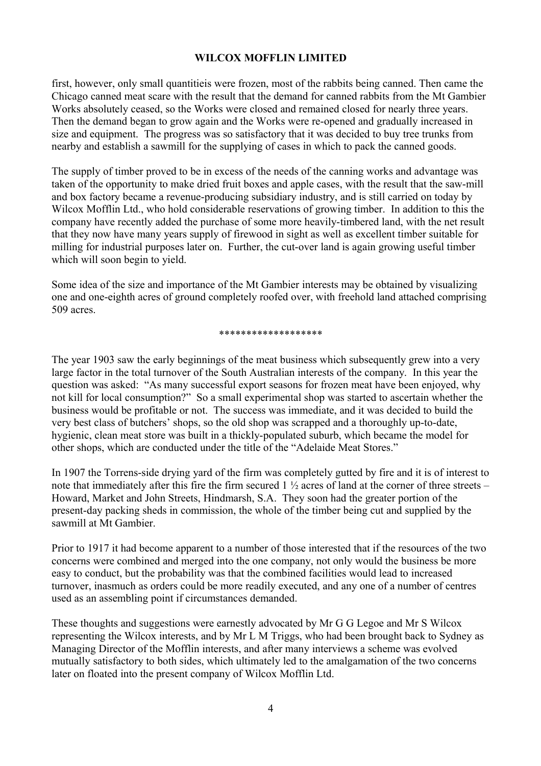first, however, only small quantitieis were frozen, most of the rabbits being canned. Then came the Chicago canned meat scare with the result that the demand for canned rabbits from the Mt Gambier Works absolutely ceased, so the Works were closed and remained closed for nearly three years. Then the demand began to grow again and the Works were re-opened and gradually increased in size and equipment. The progress was so satisfactory that it was decided to buy tree trunks from nearby and establish a sawmill for the supplying of cases in which to pack the canned goods.

The supply of timber proved to be in excess of the needs of the canning works and advantage was taken of the opportunity to make dried fruit boxes and apple cases, with the result that the saw-mill and box factory became a revenue-producing subsidiary industry, and is still carried on today by Wilcox Mofflin Ltd., who hold considerable reservations of growing timber. In addition to this the company have recently added the purchase of some more heavily-timbered land, with the net result that they now have many years supply of firewood in sight as well as excellent timber suitable for milling for industrial purposes later on. Further, the cut-over land is again growing useful timber which will soon begin to yield.

Some idea of the size and importance of the Mt Gambier interests may be obtained by visualizing one and one-eighth acres of ground completely roofed over, with freehold land attached comprising 509 acres.

******************

The year 1903 saw the early beginnings of the meat business which subsequently grew into a very large factor in the total turnover of the South Australian interests of the company. In this year the question was asked: "As many successful export seasons for frozen meat have been enjoyed, why not kill for local consumption?" So a small experimental shop was started to ascertain whether the business would be profitable or not. The success was immediate, and it was decided to build the very best class of butchers' shops, so the old shop was scrapped and a thoroughly up-to-date, hygienic, clean meat store was built in a thickly-populated suburb, which became the model for other shops, which are conducted under the title of the "Adelaide Meat Stores."

In 1907 the Torrens-side drying yard of the firm was completely gutted by fire and it is of interest to note that immediately after this fire the firm secured 1 ½ acres of land at the corner of three streets – Howard, Market and John Streets, Hindmarsh, S.A. They soon had the greater portion of the present-day packing sheds in commission, the whole of the timber being cut and supplied by the sawmill at Mt Gambier.

Prior to 1917 it had become apparent to a number of those interested that if the resources of the two concerns were combined and merged into the one company, not only would the business be more easy to conduct, but the probability was that the combined facilities would lead to increased turnover, inasmuch as orders could be more readily executed, and any one of a number of centres used as an assembling point if circumstances demanded.

These thoughts and suggestions were earnestly advocated by Mr G G Legoe and Mr S Wilcox representing the Wilcox interests, and by Mr L M Triggs, who had been brought back to Sydney as Managing Director of the Mofflin interests, and after many interviews a scheme was evolved mutually satisfactory to both sides, which ultimately led to the amalgamation of the two concerns later on floated into the present company of Wilcox Mofflin Ltd.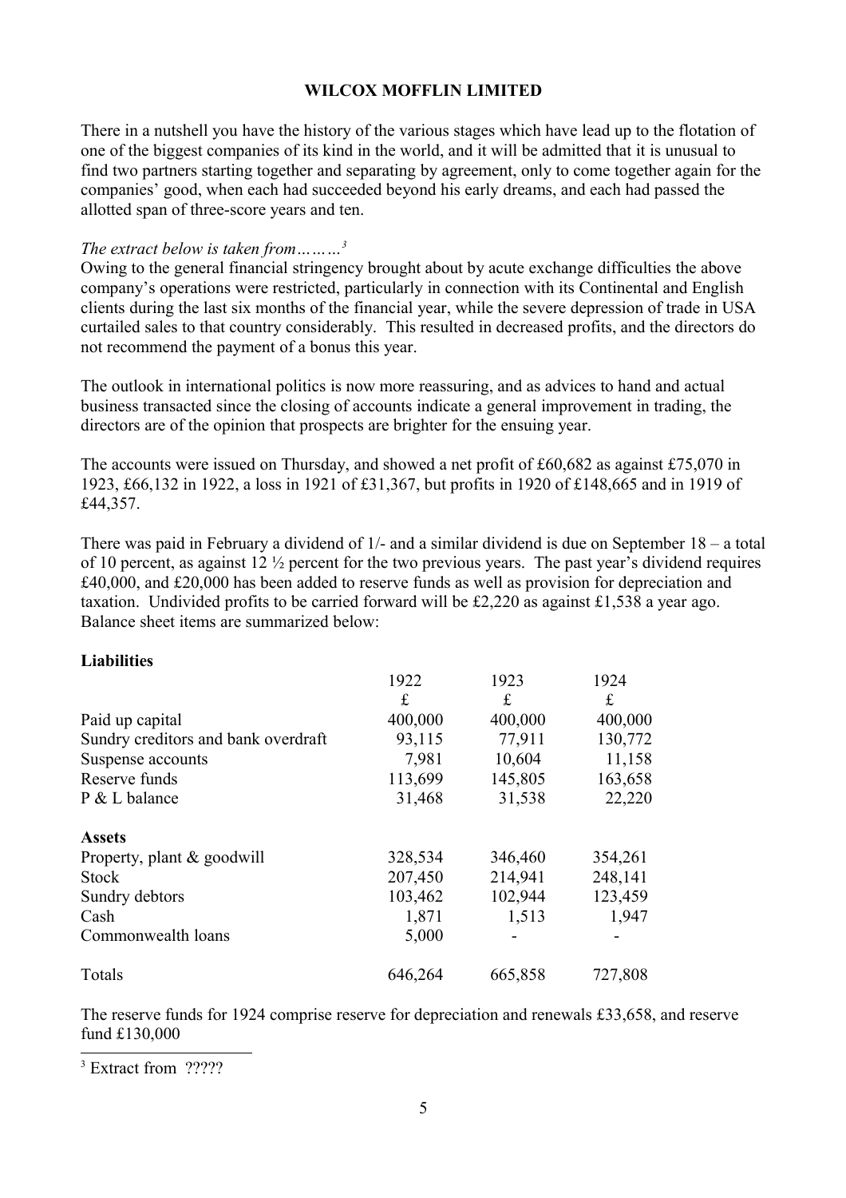**WILCOX MOFFLIN LIMITED**

There in a nutshell you have the history of the various stages which have lead up to the flotation of one of the biggest companies of its kind in the world, and it will be admitted that it is unusual to find two partners starting together and separating by agreement, only to come together again for the companies' good, when each had succeeded beyond his early dreams, and each had passed the allotted span of three-score years and ten.

*The extract below is taken from………*[3]

Owing to the general financial stringency brought about by acute exchange difficulties the above company's operations were restricted, particularly in connection with its Continental and English clients during the last six months of the financial year, while the severe depression of trade in USA curtailed sales to that country considerably. This resulted in decreased profits, and the directors do not recommend the payment of a bonus this year.

The outlook in international politics is now more reassuring, and as advices to hand and actual business transacted since the closing of accounts indicate a general improvement in trading, the directors are of the opinion that prospects are brighter for the ensuing year.

The accounts were issued on Thursday, and showed a net profit of £60,682 as against £75,070 in 1923, £66,132 in 1922, a loss in 1921 of £31,367, but profits in 1920 of £148,665 and in 1919 of £44,357.

There was paid in February a dividend of 1/- and a similar dividend is due on September 18 – a total of 10 percent, as against 12 ½ percent for the two previous years. The past year's dividend requires £40,000, and £20,000 has been added to reserve funds as well as provision for depreciation and taxation. Undivided profits to be carried forward will be £2,220 as against £1,538 a year ago. Balance sheet items are summarized below:

| | 1922 | 1923 | 1924 |
|---|---|---|---|
| | £ | £ | £ |
| **Liabilities** | | | |
| Paid up capital | 400,000 | 400,000 | 400,000 |
| Sundry creditors and bank overdraft | 93,115 | 77,911 | 130,772 |
| Suspense accounts | 7,981 | 10,604 | 11,158 |
| Reserve funds | 113,699 | 145,805 | 163,658 |
| P & L balance | 31,468 | 31,538 | 22,220 |
| **Assets** | | | |
| Property, plant & goodwill | 328,534 | 346,460 | 354,261 |
| Stock | 207,450 | 214,941 | 248,141 |
| Sundry debtors | 103,462 | 102,944 | 123,459 |
| Cash | 1,871 | 1,513 | 1,947 |
| Commonwealth loans | 5,000 | - | - |
| Totals | 646,264 | 665,858 | 727,808 |

The reserve funds for 1924 comprise reserve for depreciation and renewals £33,658, and reserve fund £130,000

[3] Extract from ?????